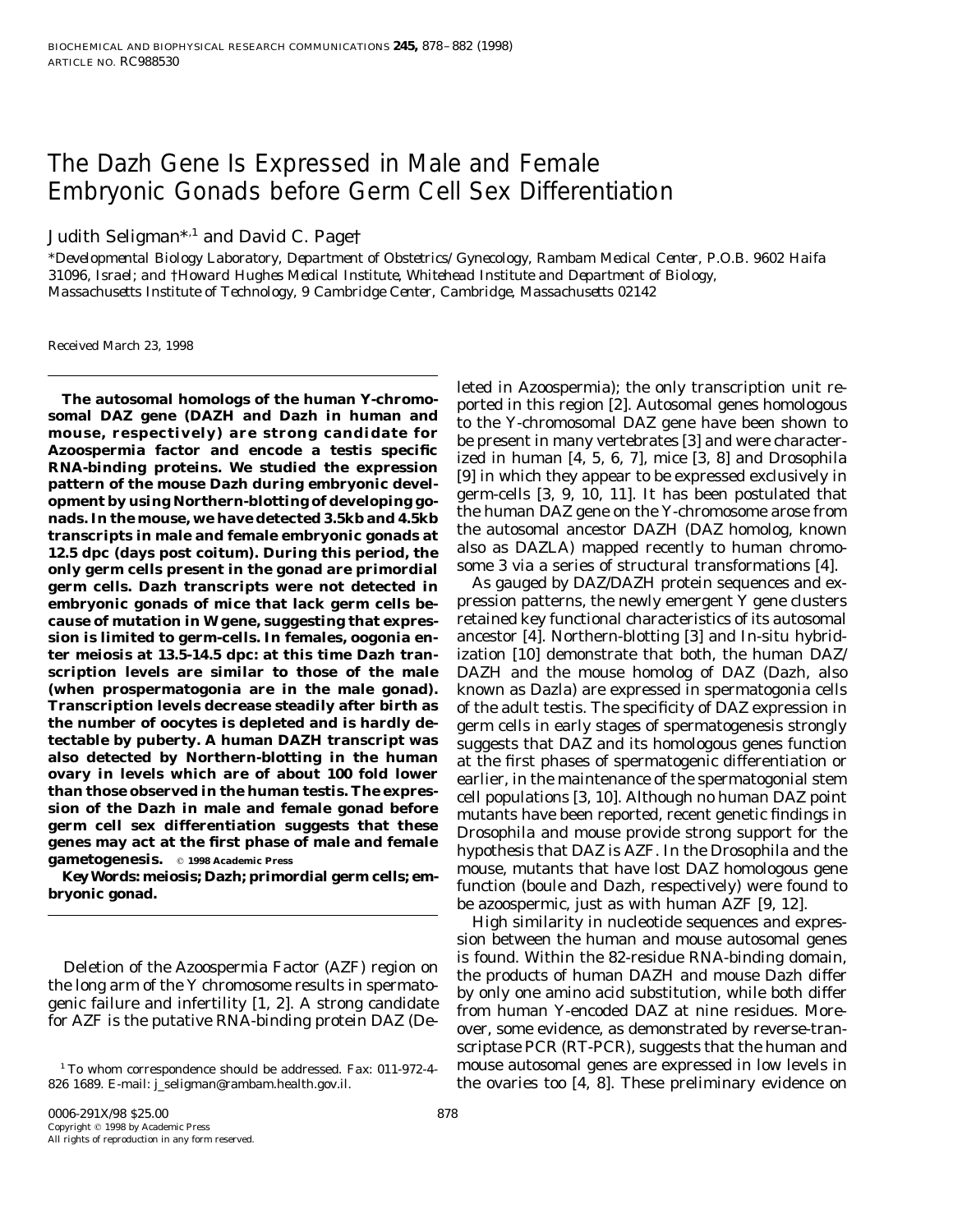# The Dazh Gene Is Expressed in Male and Female Embryonic Gonads before Germ Cell Sex Differentiation

Judith Seligman*,[1] and David C. Page†

*Developmental Biology Laboratory, Department of Obstetrics/Gynecology, Rambam Medical Center, P.O.B. 9602 Haifa 31096, Israel; and †Howard Hughes Medical Institute, Whitehead Institute and Department of Biology, Massachusetts Institute of Technology, 9 Cambridge Center, Cambridge, Massachusetts 02142

Received March 23, 1998

**The autosomal homologs of the human Y-chromosomal DAZ gene (DAZH and Dazh in human and mouse, respectively) are strong candidate for Azoospermia factor and encode a testis specific RNA-binding proteins. We studied the expression pattern of the mouse Dazh during embryonic development by using Northern-blotting of developing gonads. In the mouse, we have detected 3.5kb and 4.5kb transcripts in male and female embryonic gonads at 12.5 dpc (days post coitum). During this period, the only germ cells present in the gonad are primordial germ cells. Dazh transcripts were not detected in embryonic gonads of mice that lack germ cells because of mutation in W gene, suggesting that expression is limited to germ-cells. In females, oogonia enter meiosis at 13.5-14.5 dpc: at this time Dazh transcription levels are similar to those of the male (when prospermatogonia are in the male gonad). Transcription levels decrease steadily after birth as the number of oocytes is depleted and is hardly detectable by puberty. A human DAZH transcript was also detected by Northern-blotting in the human ovary in levels which are of about 100 fold lower than those observed in the human testis. The expression of the Dazh in male and female gonad before germ cell sex differentiation suggests that these genes may act at the first phase of male and female gametogenesis.** © 1998 Academic Press

**Key Words: meiosis; Dazh; primordial germ cells; embryonic gonad.**

Deletion of the Azoospermia Factor (AZF) region on the long arm of the Y chromosome results in spermatogenic failure and infertility [1, 2]. A strong candidate for AZF is the putative RNA-binding protein DAZ (Deleted in Azoospermia); the only transcription unit reported in this region [2]. Autosomal genes homologous to the Y-chromosomal DAZ gene have been shown to be present in many vertebrates [3] and were characterized in human [4, 5, 6, 7], mice [3, 8] and Drosophila [9] in which they appear to be expressed exclusively in germ-cells [3, 9, 10, 11]. It has been postulated that the human DAZ gene on the Y-chromosome arose from the autosomal ancestor DAZH (DAZ homolog, known also as DAZLA) mapped recently to human chromosome 3 via a series of structural transformations [4].

As gauged by DAZ/DAZH protein sequences and expression patterns, the newly emergent Y gene clusters retained key functional characteristics of its autosomal ancestor [4]. Northern-blotting [3] and In-situ hybridization [10] demonstrate that both, the human DAZ/DAZH and the mouse homolog of DAZ (Dazh, also known as Dazla) are expressed in spermatogonia cells of the adult testis. The specificity of DAZ expression in germ cells in early stages of spermatogenesis strongly suggests that DAZ and its homologous genes function at the first phases of spermatogenic differentiation or earlier, in the maintenance of the spermatogonial stem cell populations [3, 10]. Although no human DAZ point mutants have been reported, recent genetic findings in Drosophila and mouse provide strong support for the hypothesis that DAZ is AZF. In the Drosophila and the mouse, mutants that have lost DAZ homologous gene function (boule and Dazh, respectively) were found to be azoospermic, just as with human AZF [9, 12].

High similarity in nucleotide sequences and expression between the human and mouse autosomal genes is found. Within the 82-residue RNA-binding domain, the products of human DAZH and mouse Dazh differ by only one amino acid substitution, while both differ from human Y-encoded DAZ at nine residues. Moreover, some evidence, as demonstrated by reverse-transcriptase PCR (RT-PCR), suggests that the human and mouse autosomal genes are expressed in low levels in the ovaries too [4, 8]. These preliminary evidence on

[1] To whom correspondence should be addressed. Fax: 011-972-4-826 1689. E-mail: j_seligman@rambam.health.gov.il.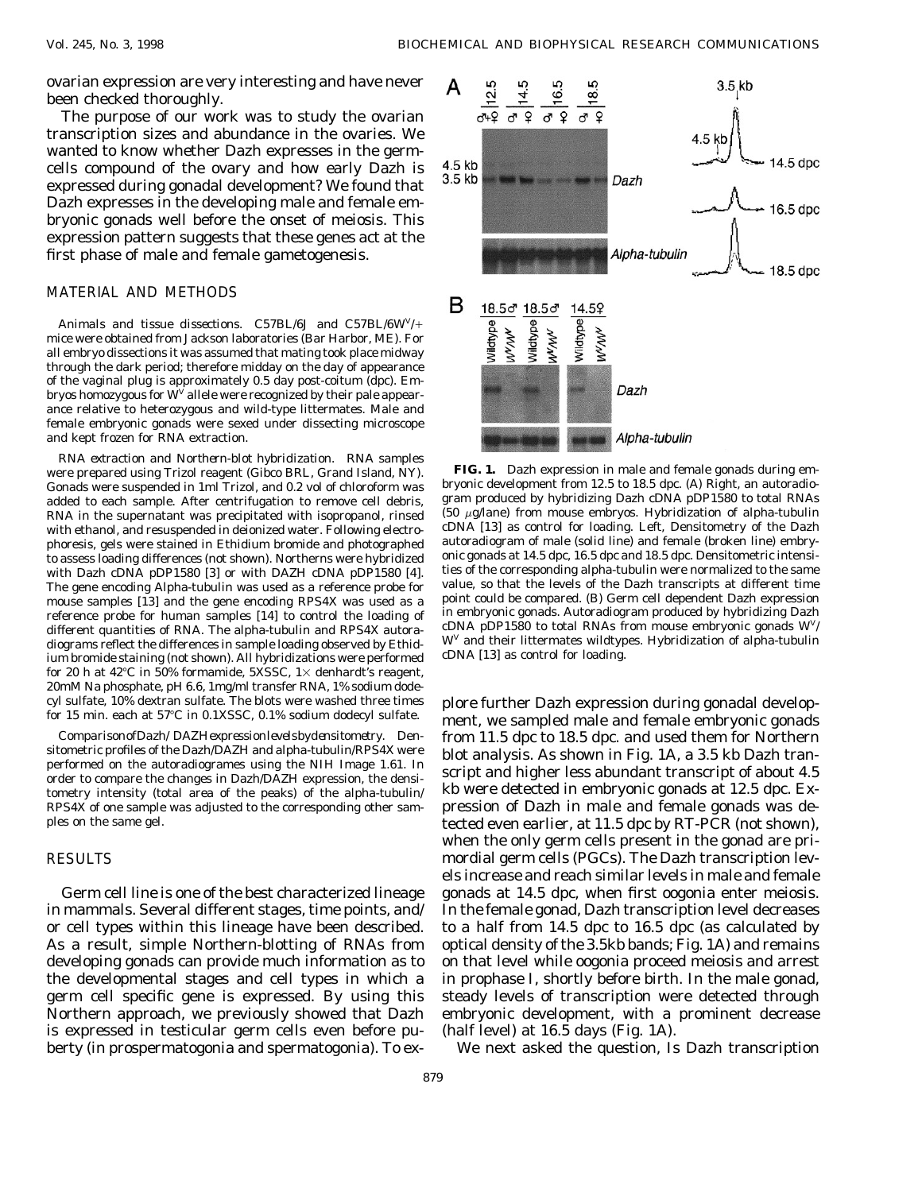ovarian expression are very interesting and have never been checked thoroughly.

The purpose of our work was to study the ovarian transcription sizes and abundance in the ovaries. We wanted to know whether Dazh expresses in the germ-cells compound of the ovary and how early Dazh is expressed during gonadal development? We found that Dazh expresses in the developing male and female embryonic gonads well before the onset of meiosis. This expression pattern suggests that these genes act at the first phase of male and female gametogenesis.

## MATERIAL AND METHODS

*Animals and tissue dissections.* C57BL/6J and C57BL/6$W^v$/+ mice were obtained from Jackson laboratories (Bar Harbor, ME). For all embryo dissections it was assumed that mating took place midway through the dark period; therefore midday on the day of appearance of the vaginal plug is approximately 0.5 day post-coitum (dpc). Embryos homozygous for $W^v$ allele were recognized by their pale appearance relative to heterozygous and wild-type littermates. Male and female embryonic gonads were sexed under dissecting microscope and kept frozen for RNA extraction.

*RNA extraction and Northern-blot hybridization.* RNA samples were prepared using Trizol reagent (Gibco BRL, Grand Island, NY). Gonads were suspended in 1ml Trizol, and 0.2 vol of chloroform was added to each sample. After centrifugation to remove cell debris, RNA in the supernatant was precipitated with isopropanol, rinsed with ethanol, and resuspended in deionized water. Following electrophoresis, gels were stained in Ethidium bromide and photographed to assess loading differences (not shown). Northerns were hybridized with Dazh cDNA pDP1580 [3] or with DAZH cDNA pDP1580 [4]. The gene encoding Alpha-tubulin was used as a reference probe for mouse samples [13] and the gene encoding RPS4X was used as a reference probe for human samples [14] to control the loading of different quantities of RNA. The alpha-tubulin and RPS4X autoradiograms reflect the differences in sample loading observed by Ethidium bromide staining (not shown). All hybridizations were performed for 20 h at 42°C in 50% formamide, 5XSSC, 1× denhardt's reagent, 20mM Na phosphate, pH 6.6, 1mg/ml transfer RNA, 1% sodium dodecyl sulfate, 10% dextran sulfate. The blots were washed three times for 15 min. each at 57°C in 0.1XSSC, 0.1% sodium dodecyl sulfate.

*Comparison of Dazh/DAZH expression levels by densitometry.* Densitometric profiles of the Dazh/DAZH and alpha-tubulin/RPS4X were performed on the autoradiogrames using the NIH Image 1.61. In order to compare the changes in Dazh/DAZH expression, the densitometry intensity (total area of the peaks) of the alpha-tubulin/RPS4X of one sample was adjusted to the corresponding other samples on the same gel.

## RESULTS

Germ cell line is one of the best characterized lineage in mammals. Several different stages, time points, and/or cell types within this lineage have been described. As a result, simple Northern-blotting of RNAs from developing gonads can provide much information as to the developmental stages and cell types in which a germ cell specific gene is expressed. By using this Northern approach, we previously showed that Dazh is expressed in testicular germ cells even before puberty (in prospermatogonia and spermatogonia). To explore further Dazh expression during gonadal development, we sampled male and female embryonic gonads from 11.5 dpc to 18.5 dpc. and used them for Northern blot analysis. As shown in Fig. 1A, a 3.5 kb Dazh transcript and higher less abundant transcript of about 4.5 kb were detected in embryonic gonads at 12.5 dpc. Expression of Dazh in male and female gonads was detected even earlier, at 11.5 dpc by RT-PCR (not shown), when the only germ cells present in the gonad are primordial germ cells (PGCs). The Dazh transcription levels increase and reach similar levels in male and female gonads at 14.5 dpc, when first oogonia enter meiosis. In the female gonad, Dazh transcription level decreases to a half from 14.5 dpc to 16.5 dpc (as calculated by optical density of the 3.5kb bands; Fig. 1A) and remains on that level while oogonia proceed meiosis and arrest in prophase I, shortly before birth. In the male gonad, steady levels of transcription were detected through embryonic development, with a prominent decrease (half level) at 16.5 days (Fig. 1A).

**FIG. 1.** Dazh expression in male and female gonads during embryonic development from 12.5 to 18.5 dpc. (A) Right, an autoradiogram produced by hybridizing Dazh cDNA pDP1580 to total RNAs (50 μg/lane) from mouse embryos. Hybridization of alpha-tubulin cDNA [13] as control for loading. Left, Densitometry of the Dazh autoradiogram of male (solid line) and female (broken line) embryonic gonads at 14.5 dpc, 16.5 dpc and 18.5 dpc. Densitometric intensities of the corresponding alpha-tubulin were normalized to the same value, so that the levels of the Dazh transcripts at different time point could be compared. (B) Germ cell dependent Dazh expression in embryonic gonads. Autoradiogram produced by hybridizing Dazh cDNA pDP1580 to total RNAs from mouse embryonic gonads $W^v$/$W^v$ and their littermates wildtypes. Hybridization of alpha-tubulin cDNA [13] as control for loading.

We next asked the question, Is Dazh transcription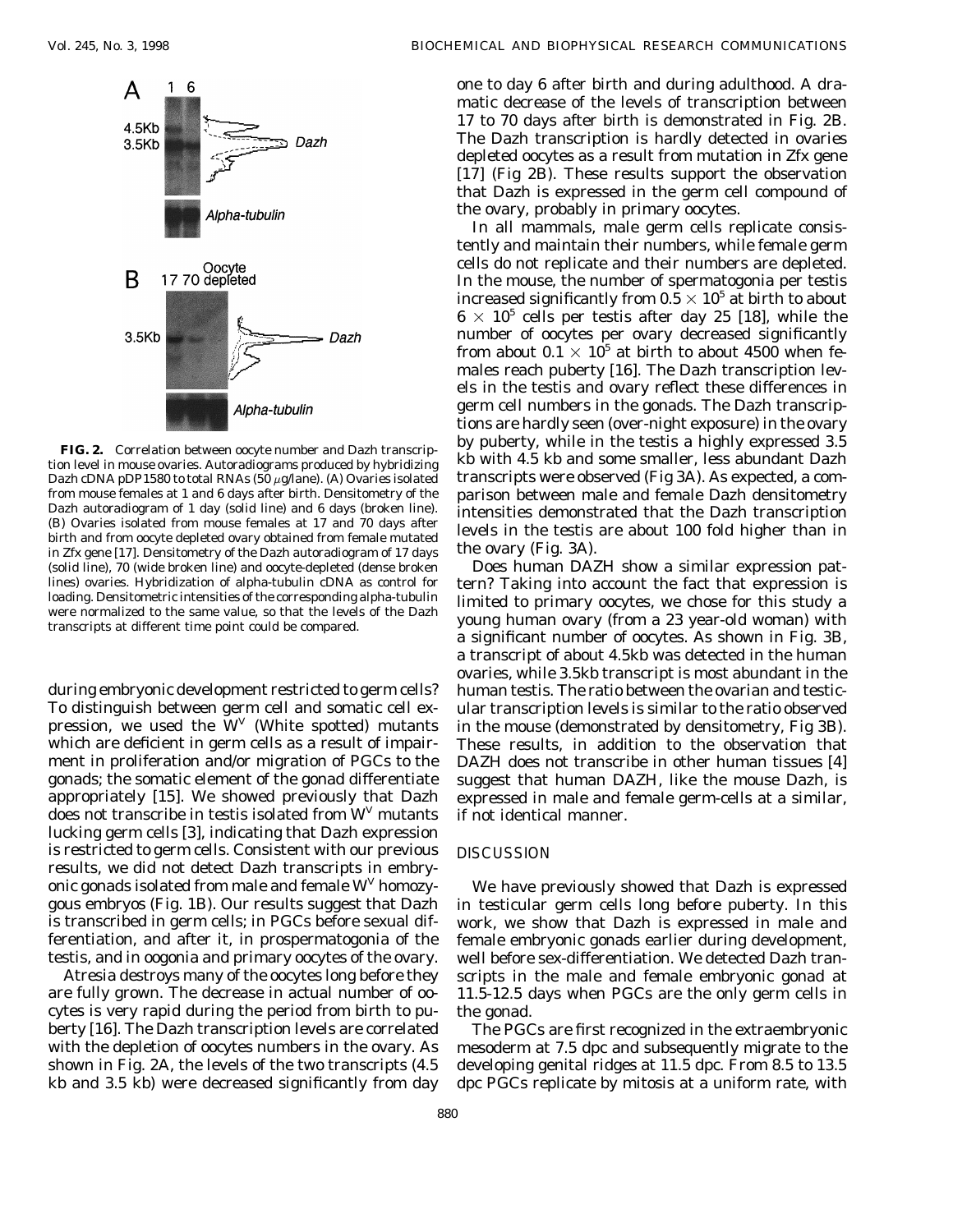**FIG. 2.** Correlation between oocyte number and Dazh transcription level in mouse ovaries. Autoradiograms produced by hybridizing Dazh cDNA pDP1580 to total RNAs (50 μg/lane). (A) Ovaries isolated from mouse females at 1 and 6 days after birth. Densitometry of the Dazh autoradiogram of 1 day (solid line) and 6 days (broken line). (B) Ovaries isolated from mouse females at 17 and 70 days after birth and from oocyte depleted ovary obtained from female mutated in Zfx gene [17]. Densitometry of the Dazh autoradiogram of 17 days (solid line), 70 (wide broken line) and oocyte-depleted (dense broken lines) ovaries. Hybridization of alpha-tubulin cDNA as control for loading. Densitometric intensities of the corresponding alpha-tubulin were normalized to the same value, so that the levels of the Dazh transcripts at different time point could be compared.

during embryonic development restricted to germ cells? To distinguish between germ cell and somatic cell expression, we used the $W^v$ (White spotted) mutants which are deficient in germ cells as a result of impairment in proliferation and/or migration of PGCs to the gonads; the somatic element of the gonad differentiate appropriately [15]. We showed previously that Dazh does not transcribe in testis isolated from $W^v$ mutants lucking germ cells [3], indicating that Dazh expression is restricted to germ cells. Consistent with our previous results, we did not detect Dazh transcripts in embryonic gonads isolated from male and female $W^v$ homozygous embryos (Fig. 1B). Our results suggest that Dazh is transcribed in germ cells; in PGCs before sexual differentiation, and after it, in prospermatogonia of the testis, and in oogonia and primary oocytes of the ovary.

Atresia destroys many of the oocytes long before they are fully grown. The decrease in actual number of oocytes is very rapid during the period from birth to puberty [16]. The Dazh transcription levels are correlated with the depletion of oocytes numbers in the ovary. As shown in Fig. 2A, the levels of the two transcripts (4.5 kb and 3.5 kb) were decreased significantly from day one to day 6 after birth and during adulthood. A dramatic decrease of the levels of transcription between 17 to 70 days after birth is demonstrated in Fig. 2B. The Dazh transcription is hardly detected in ovaries depleted oocytes as a result from mutation in Zfx gene [17] (Fig 2B). These results support the observation that Dazh is expressed in the germ cell compound of the ovary, probably in primary oocytes.

In all mammals, male germ cells replicate consistently and maintain their numbers, while female germ cells do not replicate and their numbers are depleted. In the mouse, the number of spermatogonia per testis increased significantly from $0.5 \times 10^5$ at birth to about $6 \times 10^5$ cells per testis after day 25 [18], while the number of oocytes per ovary decreased significantly from about $0.1 \times 10^5$ at birth to about 4500 when females reach puberty [16]. The Dazh transcription levels in the testis and ovary reflect these differences in germ cell numbers in the gonads. The Dazh transcriptions are hardly seen (over-night exposure) in the ovary by puberty, while in the testis a highly expressed 3.5 kb with 4.5 kb and some smaller, less abundant Dazh transcripts were observed (Fig 3A). As expected, a comparison between male and female Dazh densitometry intensities demonstrated that the Dazh transcription levels in the testis are about 100 fold higher than in the ovary (Fig. 3A).

Does human DAZH show a similar expression pattern? Taking into account the fact that expression is limited to primary oocytes, we chose for this study a young human ovary (from a 23 year-old woman) with a significant number of oocytes. As shown in Fig. 3B, a transcript of about 4.5kb was detected in the human ovaries, while 3.5kb transcript is most abundant in the human testis. The ratio between the ovarian and testicular transcription levels is similar to the ratio observed in the mouse (demonstrated by densitometry, Fig 3B). These results, in addition to the observation that DAZH does not transcribe in other human tissues [4] suggest that human DAZH, like the mouse Dazh, is expressed in male and female germ-cells at a similar, if not identical manner.

## DISCUSSION

We have previously showed that Dazh is expressed in testicular germ cells long before puberty. In this work, we show that Dazh is expressed in male and female embryonic gonads earlier during development, well before sex-differentiation. We detected Dazh transcripts in the male and female embryonic gonad at 11.5-12.5 days when PGCs are the only germ cells in the gonad.

The PGCs are first recognized in the extraembryonic mesoderm at 7.5 dpc and subsequently migrate to the developing genital ridges at 11.5 dpc. From 8.5 to 13.5 dpc PGCs replicate by mitosis at a uniform rate, with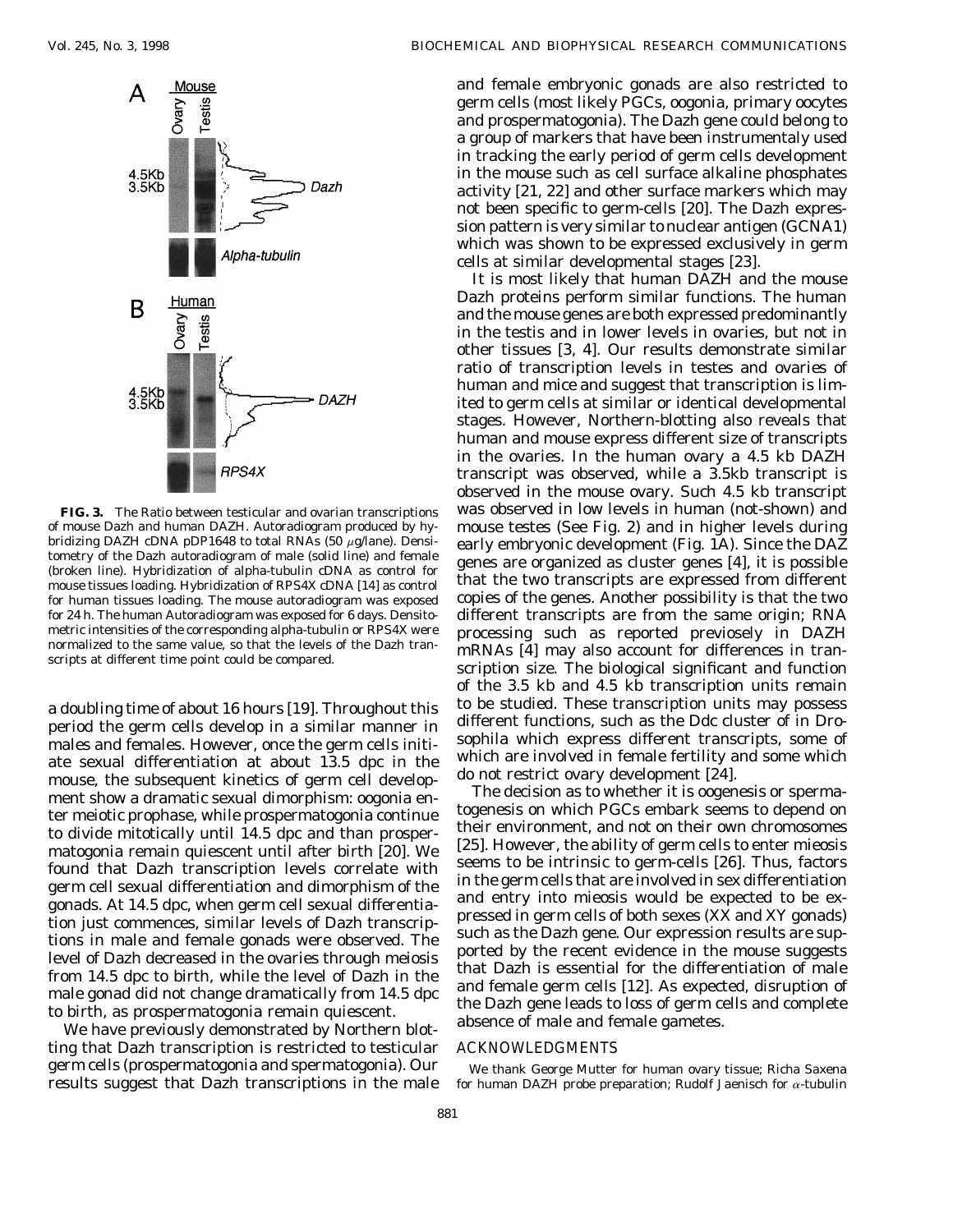**FIG. 3.** The Ratio between testicular and ovarian transcriptions of mouse Dazh and human DAZH. Autoradiogram produced by hybridizing DAZH cDNA pDP1648 to total RNAs (50 $\mu$g/lane). Densitometry of the Dazh autoradiogram of male (solid line) and female (broken line). Hybridization of alpha-tubulin cDNA as control for mouse tissues loading. Hybridization of RPS4X cDNA [14] as control for human tissues loading. The mouse autoradiogram was exposed for 24 h. The human Autoradiogram was exposed for 6 days. Densitometric intensities of the corresponding alpha-tubulin or RPS4X were normalized to the same value, so that the levels of the Dazh transcripts at different time point could be compared.

a doubling time of about 16 hours [19]. Throughout this period the germ cells develop in a similar manner in males and females. However, once the germ cells initiate sexual differentiation at about 13.5 dpc in the mouse, the subsequent kinetics of germ cell development show a dramatic sexual dimorphism: oogonia enter meiotic prophase, while prospermatogonia continue to divide mitotically until 14.5 dpc and than prospermatogonia remain quiescent until after birth [20]. We found that Dazh transcription levels correlate with germ cell sexual differentiation and dimorphism of the gonads. At 14.5 dpc, when germ cell sexual differentiation just commences, similar levels of Dazh transcriptions in male and female gonads were observed. The level of Dazh decreased in the ovaries through meiosis from 14.5 dpc to birth, while the level of Dazh in the male gonad did not change dramatically from 14.5 dpc to birth, as prospermatogonia remain quiescent.

We have previously demonstrated by Northern blotting that Dazh transcription is restricted to testicular germ cells (prospermatogonia and spermatogonia). Our results suggest that Dazh transcriptions in the male and female embryonic gonads are also restricted to germ cells (most likely PGCs, oogonia, primary oocytes and prospermatogonia). The Dazh gene could belong to a group of markers that have been instrumentaly used in tracking the early period of germ cells development in the mouse such as cell surface alkaline phosphates activity [21, 22] and other surface markers which may not been specific to germ-cells [20]. The Dazh expression pattern is very similar to nuclear antigen (GCNA1) which was shown to be expressed exclusively in germ cells at similar developmental stages [23].

It is most likely that human DAZH and the mouse Dazh proteins perform similar functions. The human and the mouse genes are both expressed predominantly in the testis and in lower levels in ovaries, but not in other tissues [3, 4]. Our results demonstrate similar ratio of transcription levels in testes and ovaries of human and mice and suggest that transcription is limited to germ cells at similar or identical developmental stages. However, Northern-blotting also reveals that human and mouse express different size of transcripts in the ovaries. In the human ovary a 4.5 kb DAZH transcript was observed, while a 3.5kb transcript is observed in the mouse ovary. Such 4.5 kb transcript was observed in low levels in human (not-shown) and mouse testes (See Fig. 2) and in higher levels during early embryonic development (Fig. 1A). Since the DAZ genes are organized as cluster genes [4], it is possible that the two transcripts are expressed from different copies of the genes. Another possibility is that the two different transcripts are from the same origin; RNA processing such as reported previosely in DAZH mRNAs [4] may also account for differences in transcription size. The biological significant and function of the 3.5 kb and 4.5 kb transcription units remain to be studied. These transcription units may possess different functions, such as the Ddc cluster of in Drosophila which express different transcripts, some of which are involved in female fertility and some which do not restrict ovary development [24].

The decision as to whether it is oogenesis or spermatogenesis on which PGCs embark seems to depend on their environment, and not on their own chromosomes [25]. However, the ability of germ cells to enter mieosis seems to be intrinsic to germ-cells [26]. Thus, factors in the germ cells that are involved in sex differentiation and entry into mieosis would be expected to be expressed in germ cells of both sexes (XX and XY gonads) such as the Dazh gene. Our expression results are supported by the recent evidence in the mouse suggests that Dazh is essential for the differentiation of male and female germ cells [12]. As expected, disruption of the Dazh gene leads to loss of germ cells and complete absence of male and female gametes.

## ACKNOWLEDGMENTS

We thank George Mutter for human ovary tissue; Richa Saxena for human DAZH probe preparation; Rudolf Jaenisch for $\alpha$-tubulin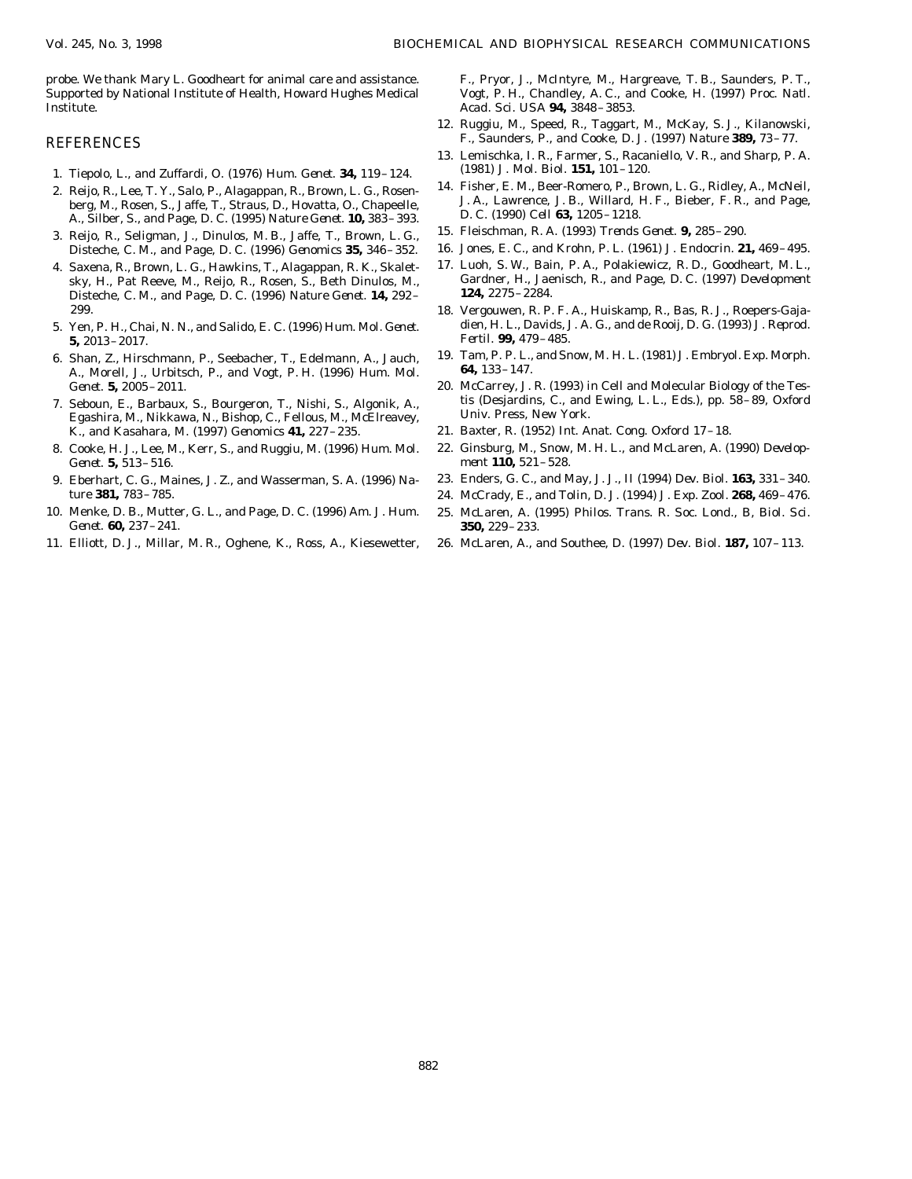probe. We thank Mary L. Goodheart for animal care and assistance. Supported by National Institute of Health, Howard Hughes Medical Institute.

## REFERENCES

1. Tiepolo, L., and Zuffardi, O. (1976) *Hum. Genet.* **34,** 119–124.
2. Reijo, R., Lee, T. Y., Salo, P., Alagappan, R., Brown, L. G., Rosenberg, M., Rosen, S., Jaffe, T., Straus, D., Hovatta, O., Chapeelle, A., Silber, S., and Page, D. C. (1995) *Nature Genet.* **10,** 383–393.
3. Reijo, R., Seligman, J., Dinulos, M. B., Jaffe, T., Brown, L. G., Disteche, C. M., and Page, D. C. (1996) *Genomics* **35,** 346–352.
4. Saxena, R., Brown, L. G., Hawkins, T., Alagappan, R. K., Skaletsky, H., Pat Reeve, M., Reijo, R., Rosen, S., Beth Dinulos, M., Disteche, C. M., and Page, D. C. (1996) *Nature Genet.* **14,** 292–299.
5. Yen, P. H., Chai, N. N., and Salido, E. C. (1996) *Hum. Mol. Genet.* **5,** 2013–2017.
6. Shan, Z., Hirschmann, P., Seebacher, T., Edelmann, A., Jauch, A., Morell, J., Urbitsch, P., and Vogt, P. H. (1996) *Hum. Mol. Genet.* **5,** 2005–2011.
7. Seboun, E., Barbaux, S., Bourgeron, T., Nishi, S., Algonik, A., Egashira, M., Nikkawa, N., Bishop, C., Fellous, M., McElreavey, K., and Kasahara, M. (1997) *Genomics* **41,** 227–235.
8. Cooke, H. J., Lee, M., Kerr, S., and Ruggiu, M. (1996) *Hum. Mol. Genet.* **5,** 513–516.
9. Eberhart, C. G., Maines, J. Z., and Wasserman, S. A. (1996) *Nature* **381,** 783–785.
10. Menke, D. B., Mutter, G. L., and Page, D. C. (1996) *Am. J. Hum. Genet.* **60,** 237–241.
11. Elliott, D. J., Millar, M. R., Oghene, K., Ross, A., Kiesewetter, F., Pryor, J., McIntyre, M., Hargreave, T. B., Saunders, P. T., Vogt, P. H., Chandley, A. C., and Cooke, H. (1997) *Proc. Natl. Acad. Sci. USA* **94,** 3848–3853.
12. Ruggiu, M., Speed, R., Taggart, M., McKay, S. J., Kilanowski, F., Saunders, P., and Cooke, D. J. (1997) *Nature* **389,** 73–77.
13. Lemischka, I. R., Farmer, S., Racaniello, V. R., and Sharp, P. A. (1981) *J. Mol. Biol.* **151,** 101–120.
14. Fisher, E. M. Beer-Romero, P., Brown, L. G., Ridley, A., McNeil, J. A., Lawrence, J. B., Willard, H. F., Bieber, F. R., and Page, D. C. (1990) *Cell* **63,** 1205–1218.
15. Fleischman, R. A. (1993) *Trends Genet.* **9,** 285–290.
16. Jones, E. C., and Krohn, P. L. (1961) *J. Endocrin.* **21,** 469–495.
17. Luoh, S. W., Bain, P. A., Polakiewicz, R. D., Goodheart, M. L., Gardner, H., Jaenisch, R., and Page, D. C. (1997) *Development* **124,** 2275–2284.
18. Vergouwen, R. P. F. A., Huiskamp, R., Bas, R. J., Roepers-Gajadien, H. L., Davids, J. A. G., and de Rooij, D. G. (1993) *J. Reprod. Fertil.* **99,** 479–485.
19. Tam, P. P. L., and Snow, M. H. L. (1981) *J. Embryol. Exp. Morph.* **64,** 133–147.
20. McCarrey, J. R. (1993) *in* Cell and Molecular Biology of the Testis (Desjardins, C., and Ewing, L. L., Eds.), pp. 58–89, Oxford Univ. Press, New York.
21. Baxter, R. (1952) *Int. Anat. Cong. Oxford* 17–18.
22. Ginsburg, M., Snow, M. H. L., and McLaren, A. (1990) *Development* **110,** 521–528.
23. Enders, G. C., and May, J. J., II (1994) *Dev. Biol.* **163,** 331–340.
24. McCrady, E., and Tolin, D. J. (1994) *J. Exp. Zool.* **268,** 469–476.
25. McLaren, A. (1995) *Philos. Trans. R. Soc. Lond., B, Biol. Sci.* **350,** 229–233.
26. McLaren, A., and Southee, D. (1997) *Dev. Biol.* **187,** 107–113.